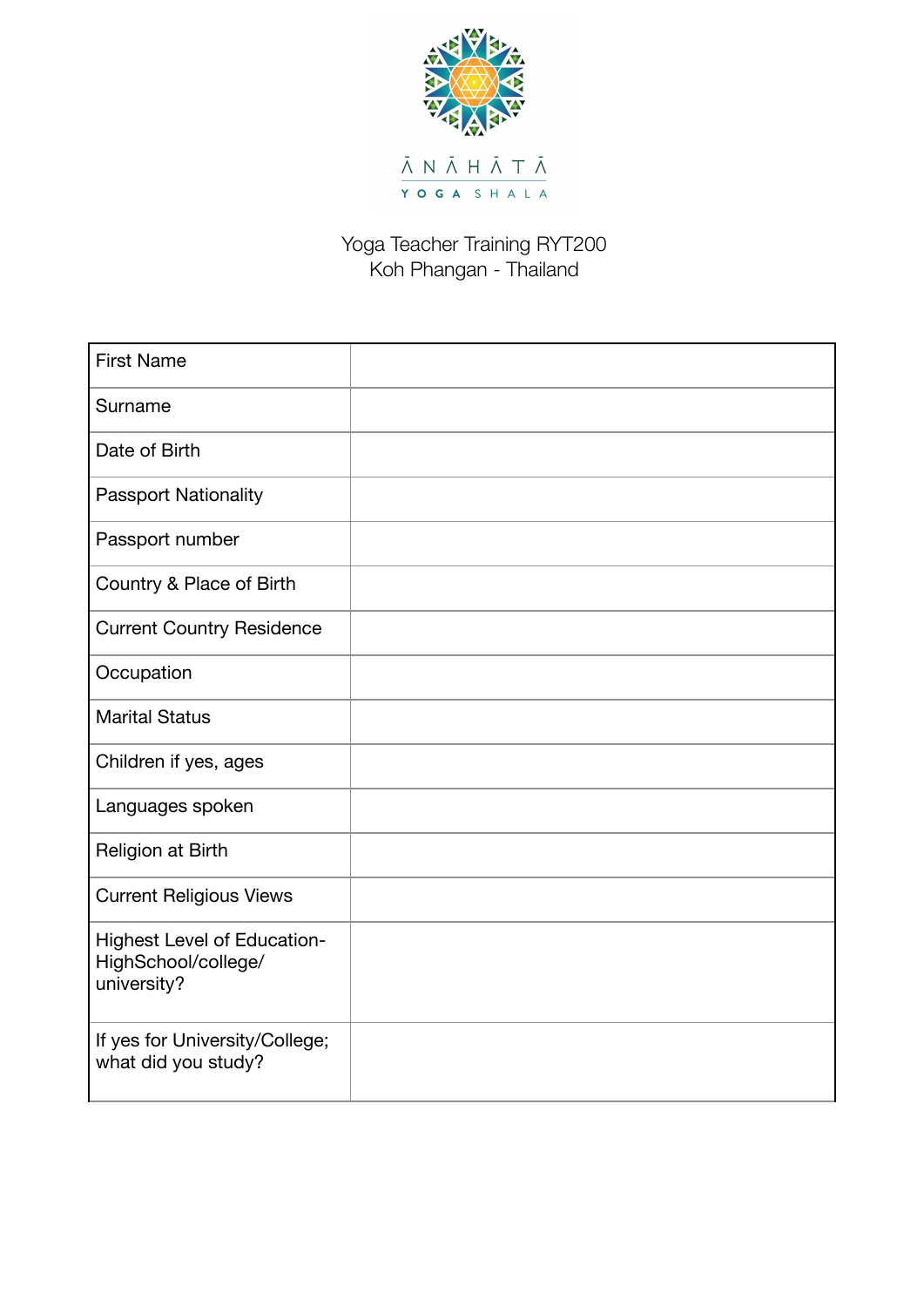ĀNĀHĀTĀ
YOGA SHALA

Yoga Teacher Training RYT200
Koh Phangan - Thailand

| | |
|---|---|
| First Name | |
| Surname | |
| Date of Birth | |
| Passport Nationality | |
| Passport number | |
| Country & Place of Birth | |
| Current Country Residence | |
| Occupation | |
| Marital Status | |
| Children if yes, ages | |
| Languages spoken | |
| Religion at Birth | |
| Current Religious Views | |
| Highest Level of Education- HighSchool/college/ university? | |
| If yes for University/College; what did you study? | |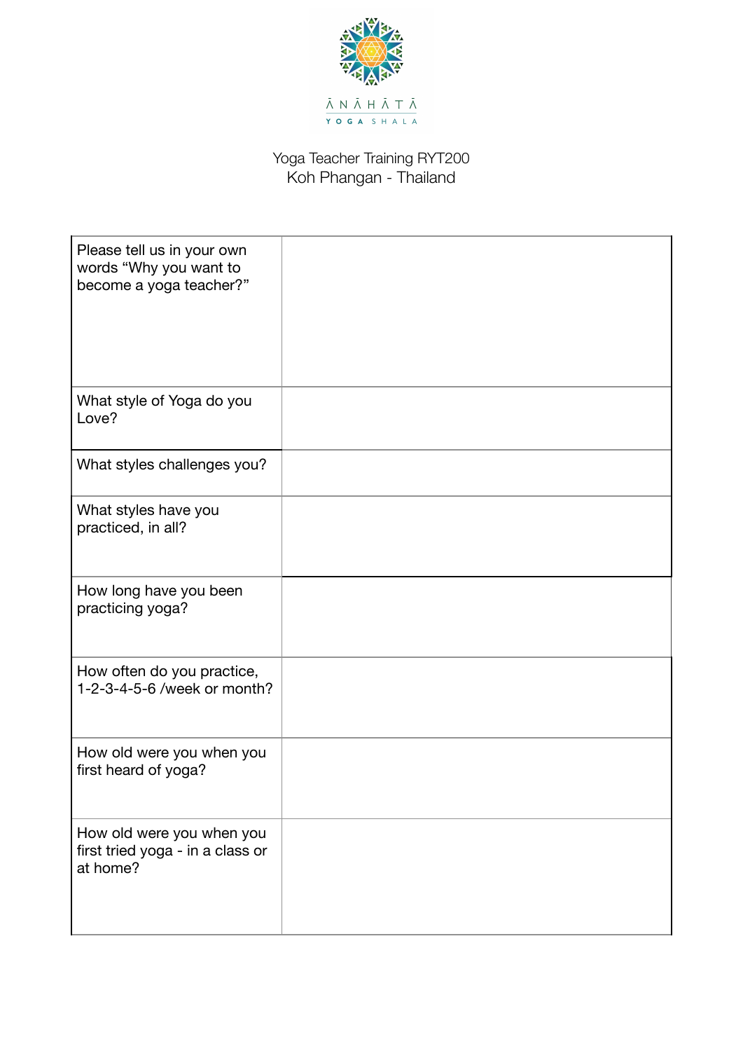ĀNĀHĀTĀ

YOGA SHALA

Yoga Teacher Training RYT200
Koh Phangan - Thailand

| | |
|---|---|
| Please tell us in your own words "Why you want to become a yoga teacher?" | |
| What style of Yoga do you Love? | |
| What styles challenges you? | |
| What styles have you practiced, in all? | |
| How long have you been practicing yoga? | |
| How often do you practice, 1-2-3-4-5-6 /week or month? | |
| How old were you when you first heard of yoga? | |
| How old were you when you first tried yoga - in a class or at home? | |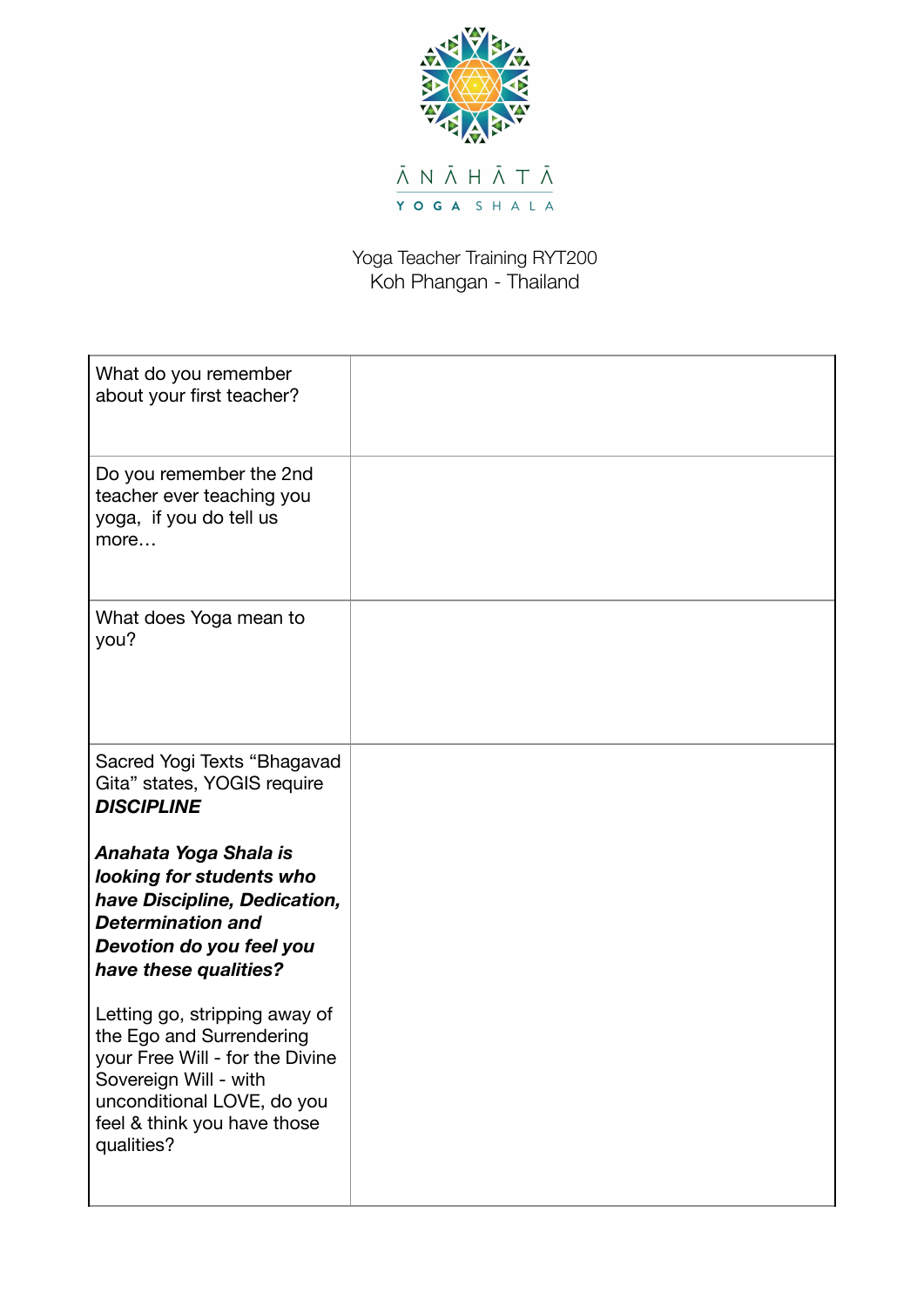ĀNĀHĀTĀ

YOGA SHALA

Yoga Teacher Training RYT200
Koh Phangan - Thailand

| | |
|---|---|
| What do you remember about your first teacher? | |
| Do you remember the 2nd teacher ever teaching you yoga, if you do tell us more… | |
| What does Yoga mean to you? | |
| Sacred Yogi Texts “Bhagavad Gita” states, YOGIS require ***DISCIPLINE***<br><br>***Anahata Yoga Shala is looking for students who have Discipline, Dedication, Determination and Devotion do you feel you have these qualities?***<br><br>Letting go, stripping away of the Ego and Surrendering your Free Will - for the Divine Sovereign Will - with unconditional LOVE, do you feel & think you have those qualities? | |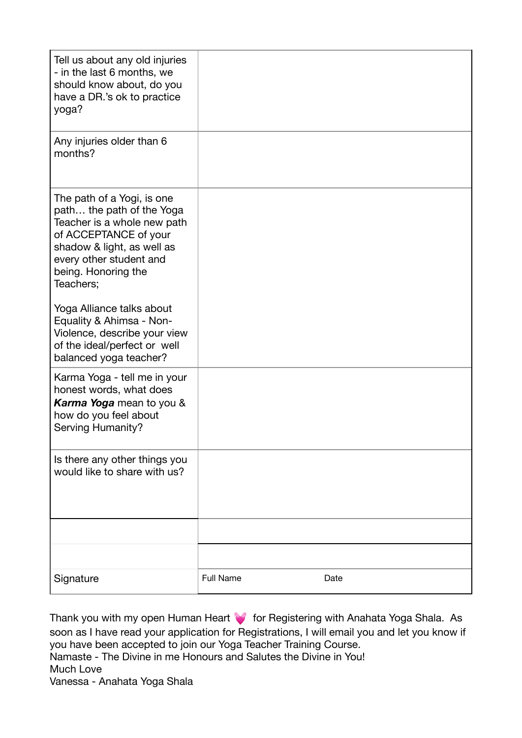| | |
|---|---|
| Tell us about any old injuries - in the last 6 months, we should know about, do you have a DR.'s ok to practice yoga? | |
| Any injuries older than 6 months? | |
| The path of a Yogi, is one path… the path of the Yoga Teacher is a whole new path of ACCEPTANCE of your shadow & light, as well as every other student and being. Honoring the Teachers;<br><br>Yoga Alliance talks about Equality & Ahimsa - Non-Violence, describe your view of the ideal/perfect or well balanced yoga teacher? | |
| Karma Yoga - tell me in your honest words, what does ***Karma Yoga*** mean to you & how do you feel about Serving Humanity? | |
| Is there any other things you would like to share with us? | |
| | |
| | |
| Signature | Full Name Date |

Thank you with my open Human Heart 💓 for Registering with Anahata Yoga Shala. As soon as I have read your application for Registrations, I will email you and let you know if you have been accepted to join our Yoga Teacher Training Course.
Namaste - The Divine in me Honours and Salutes the Divine in You!
Much Love
Vanessa - Anahata Yoga Shala